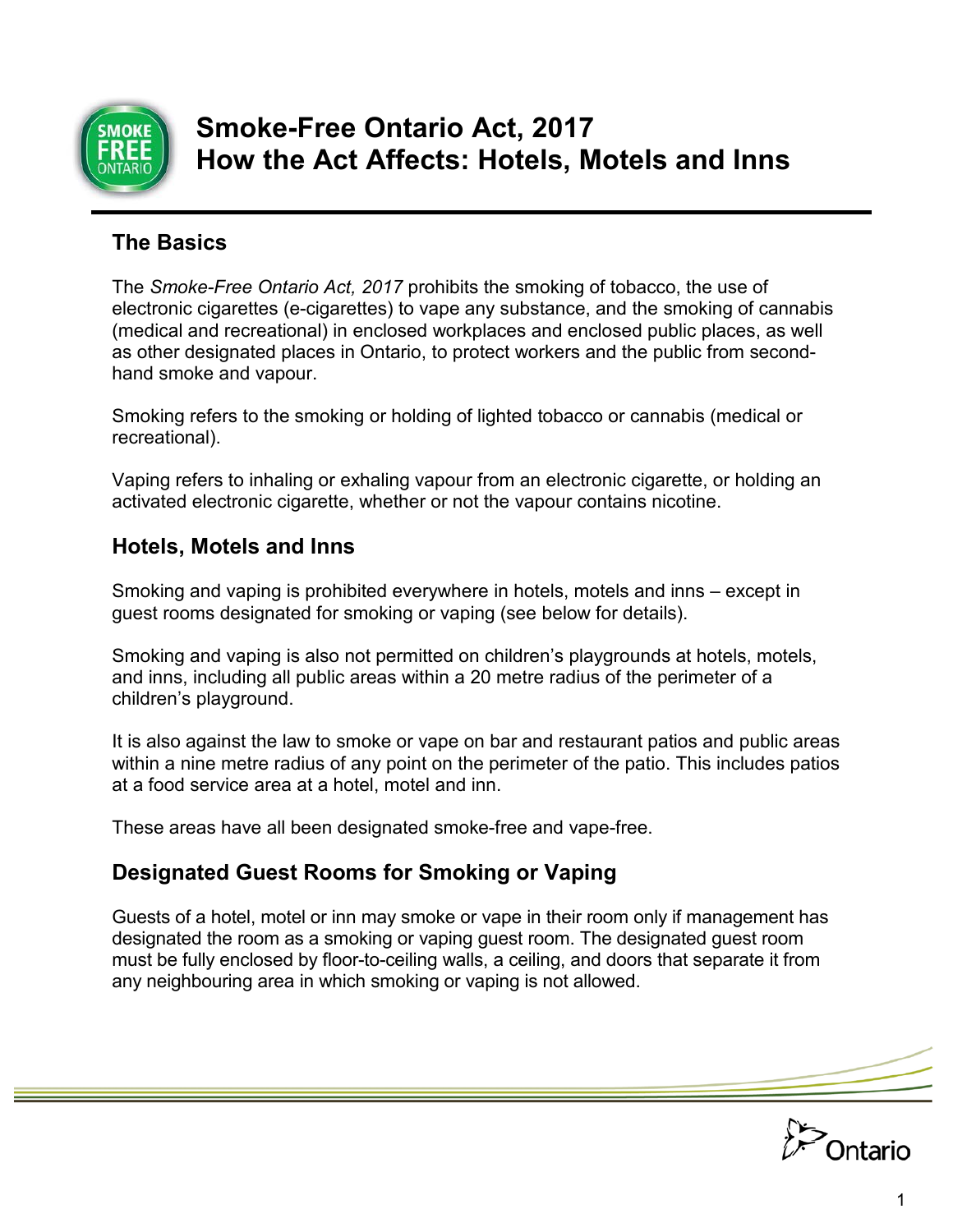# Smoke-Free Ontario Act, 2017
# How the Act Affects: Hotels, Motels and Inns

## The Basics

The *Smoke-Free Ontario Act, 2017* prohibits the smoking of tobacco, the use of electronic cigarettes (e-cigarettes) to vape any substance, and the smoking of cannabis (medical and recreational) in enclosed workplaces and enclosed public places, as well as other designated places in Ontario, to protect workers and the public from second-hand smoke and vapour.

Smoking refers to the smoking or holding of lighted tobacco or cannabis (medical or recreational).

Vaping refers to inhaling or exhaling vapour from an electronic cigarette, or holding an activated electronic cigarette, whether or not the vapour contains nicotine.

## Hotels, Motels and Inns

Smoking and vaping is prohibited everywhere in hotels, motels and inns – except in guest rooms designated for smoking or vaping (see below for details).

Smoking and vaping is also not permitted on children's playgrounds at hotels, motels, and inns, including all public areas within a 20 metre radius of the perimeter of a children's playground.

It is also against the law to smoke or vape on bar and restaurant patios and public areas within a nine metre radius of any point on the perimeter of the patio. This includes patios at a food service area at a hotel, motel and inn.

These areas have all been designated smoke-free and vape-free.

## Designated Guest Rooms for Smoking or Vaping

Guests of a hotel, motel or inn may smoke or vape in their room only if management has designated the room as a smoking or vaping guest room. The designated guest room must be fully enclosed by floor-to-ceiling walls, a ceiling, and doors that separate it from any neighbouring area in which smoking or vaping is not allowed.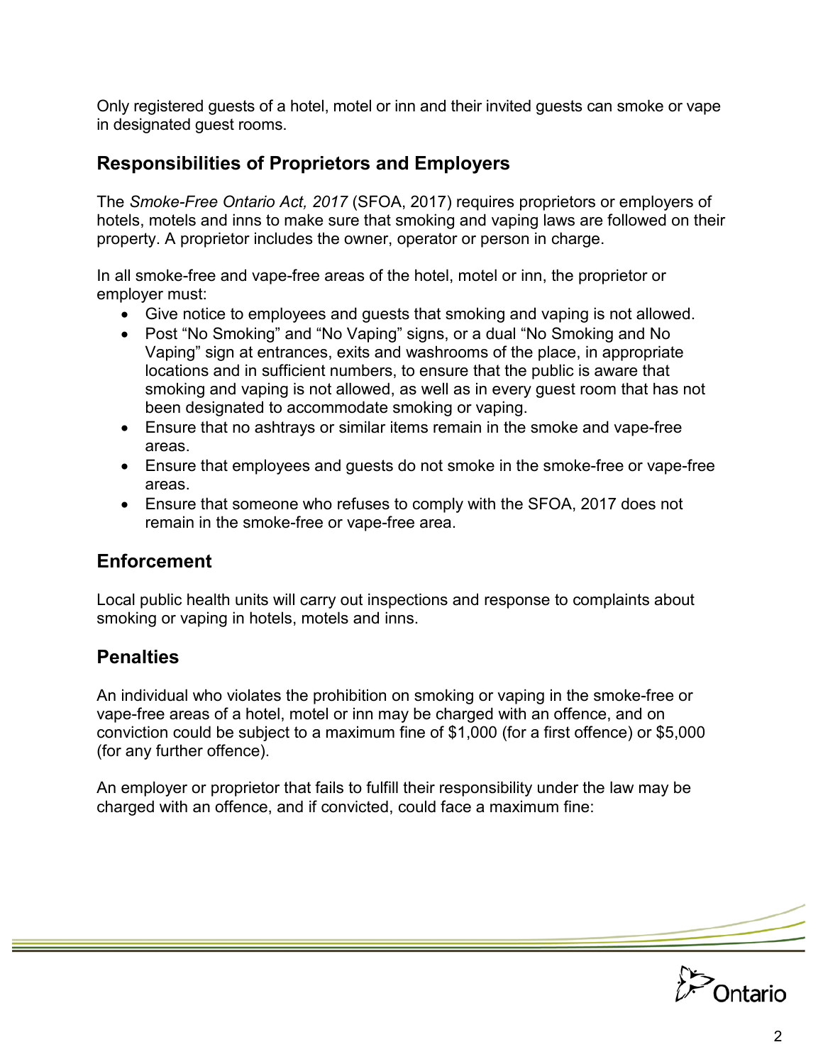Only registered guests of a hotel, motel or inn and their invited guests can smoke or vape in designated guest rooms.

## Responsibilities of Proprietors and Employers

The *Smoke-Free Ontario Act, 2017* (SFOA, 2017) requires proprietors or employers of hotels, motels and inns to make sure that smoking and vaping laws are followed on their property. A proprietor includes the owner, operator or person in charge.

In all smoke-free and vape-free areas of the hotel, motel or inn, the proprietor or employer must:

- Give notice to employees and guests that smoking and vaping is not allowed.
- Post "No Smoking" and "No Vaping" signs, or a dual "No Smoking and No Vaping" sign at entrances, exits and washrooms of the place, in appropriate locations and in sufficient numbers, to ensure that the public is aware that smoking and vaping is not allowed, as well as in every guest room that has not been designated to accommodate smoking or vaping.
- Ensure that no ashtrays or similar items remain in the smoke and vape-free areas.
- Ensure that employees and guests do not smoke in the smoke-free or vape-free areas.
- Ensure that someone who refuses to comply with the SFOA, 2017 does not remain in the smoke-free or vape-free area.

## Enforcement

Local public health units will carry out inspections and response to complaints about smoking or vaping in hotels, motels and inns.

## Penalties

An individual who violates the prohibition on smoking or vaping in the smoke-free or vape-free areas of a hotel, motel or inn may be charged with an offence, and on conviction could be subject to a maximum fine of $1,000 (for a first offence) or $5,000 (for any further offence).

An employer or proprietor that fails to fulfill their responsibility under the law may be charged with an offence, and if convicted, could face a maximum fine: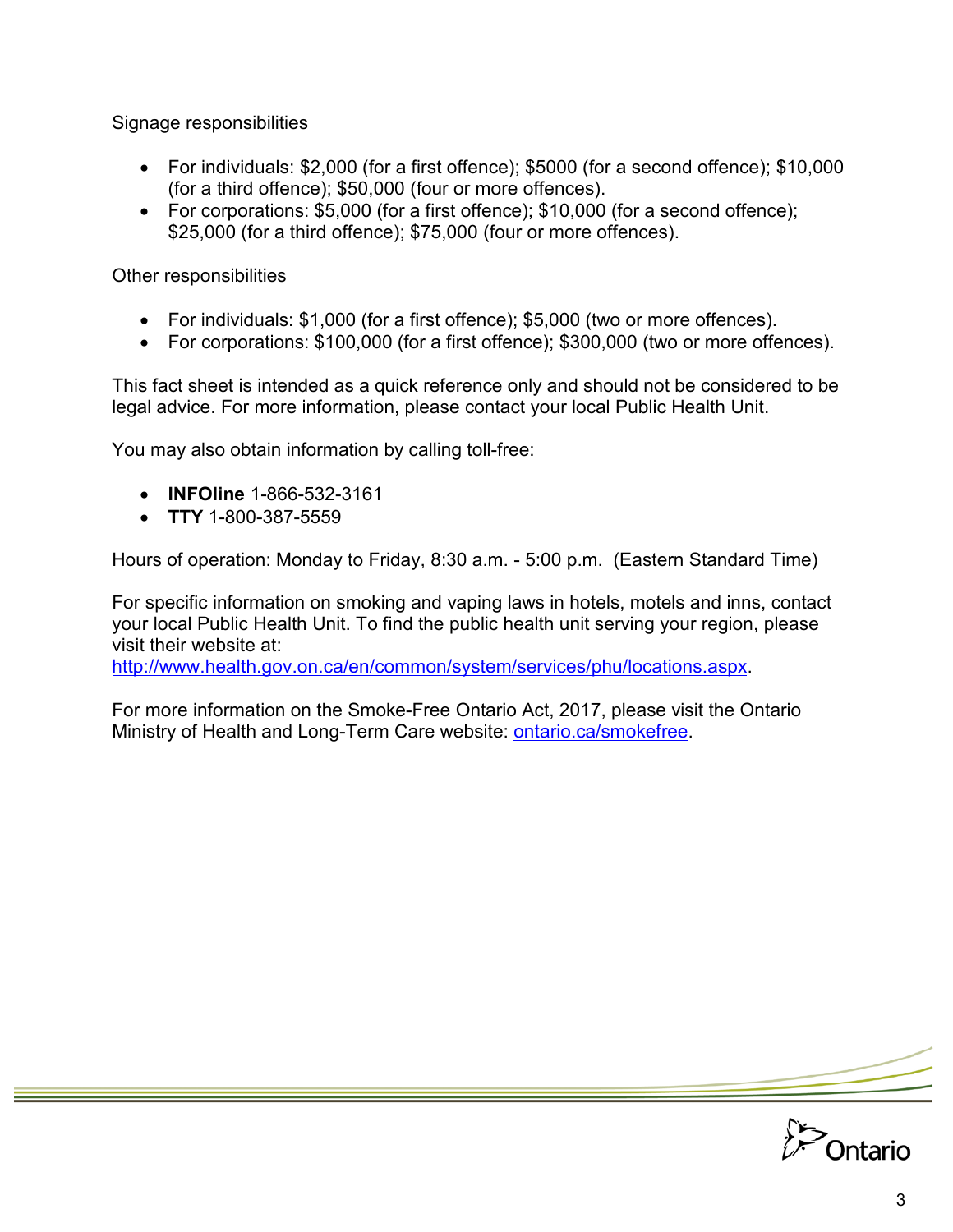Signage responsibilities

- For individuals: $2,000 (for a first offence); $5000 (for a second offence); $10,000 (for a third offence); $50,000 (four or more offences).
- For corporations: $5,000 (for a first offence); $10,000 (for a second offence); $25,000 (for a third offence); $75,000 (four or more offences).

Other responsibilities

- For individuals: $1,000 (for a first offence); $5,000 (two or more offences).
- For corporations: $100,000 (for a first offence); $300,000 (two or more offences).

This fact sheet is intended as a quick reference only and should not be considered to be legal advice. For more information, please contact your local Public Health Unit.

You may also obtain information by calling toll-free:

- **INFOline** 1-866-532-3161
- **TTY** 1-800-387-5559

Hours of operation: Monday to Friday, 8:30 a.m. - 5:00 p.m. (Eastern Standard Time)

For specific information on smoking and vaping laws in hotels, motels and inns, contact your local Public Health Unit. To find the public health unit serving your region, please visit their website at: [http://www.health.gov.on.ca/en/common/system/services/phu/locations.aspx](http://www.health.gov.on.ca/en/common/system/services/phu/locations.aspx).

For more information on the Smoke-Free Ontario Act, 2017, please visit the Ontario Ministry of Health and Long-Term Care website: [ontario.ca/smokefree](ontario.ca/smokefree).

Ontario